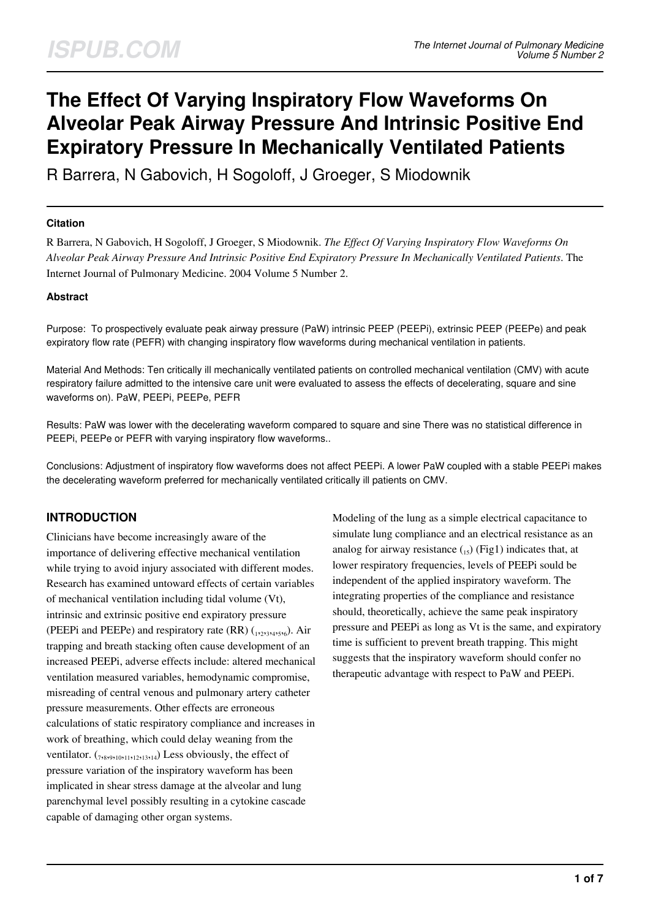# The Effect Of Varying Inspiratory Flow Waveforms On Alveolar Peak Airway Pressure And Intrinsic Positive End Expiratory Pressure In Mechanically Ventilated Patients

R Barrera, N Gabovich, H Sogoloff, J Groeger, S Miodownik

### Citation

R Barrera, N Gabovich, H Sogoloff, J Groeger, S Miodownik. *The Effect Of Varying Inspiratory Flow Waveforms On Alveolar Peak Airway Pressure And Intrinsic Positive End Expiratory Pressure In Mechanically Ventilated Patients*. The Internet Journal of Pulmonary Medicine. 2004 Volume 5 Number 2.

### Abstract

Purpose: To prospectively evaluate peak airway pressure (PaW) intrinsic PEEP (PEEPi), extrinsic PEEP (PEEPe) and peak expiratory flow rate (PEFR) with changing inspiratory flow waveforms during mechanical ventilation in patients.

Material And Methods: Ten critically ill mechanically ventilated patients on controlled mechanical ventilation (CMV) with acute respiratory failure admitted to the intensive care unit were evaluated to assess the effects of decelerating, square and sine waveforms on). PaW, PEEPi, PEEPe, PEFR

Results: PaW was lower with the decelerating waveform compared to square and sine There was no statistical difference in PEEPi, PEEPe or PEFR with varying inspiratory flow waveforms..

Conclusions: Adjustment of inspiratory flow waveforms does not affect PEEPi. A lower PaW coupled with a stable PEEPi makes the decelerating waveform preferred for mechanically ventilated critically ill patients on CMV.

## INTRODUCTION

Clinicians have become increasingly aware of the importance of delivering effective mechanical ventilation while trying to avoid injury associated with different modes. Research has examined untoward effects of certain variables of mechanical ventilation including tidal volume (Vt), intrinsic and extrinsic positive end expiratory pressure (PEEPi and PEEPe) and respiratory rate (RR) ([1,2,3,4,5,6]). Air trapping and breath stacking often cause development of an increased PEEPi, adverse effects include: altered mechanical ventilation measured variables, hemodynamic compromise, misreading of central venous and pulmonary artery catheter pressure measurements. Other effects are erroneous calculations of static respiratory compliance and increases in work of breathing, which could delay weaning from the ventilator. ([7,8,9,10,11,12,13,14]) Less obviously, the effect of pressure variation of the inspiratory waveform has been implicated in shear stress damage at the alveolar and lung parenchymal level possibly resulting in a cytokine cascade capable of damaging other organ systems.

Modeling of the lung as a simple electrical capacitance to simulate lung compliance and an electrical resistance as an analog for airway resistance ([15]) (Fig1) indicates that, at lower respiratory frequencies, levels of PEEPi sould be independent of the applied inspiratory waveform. The integrating properties of the compliance and resistance should, theoretically, achieve the same peak inspiratory pressure and PEEPi as long as Vt is the same, and expiratory time is sufficient to prevent breath trapping. This might suggests that the inspiratory waveform should confer no therapeutic advantage with respect to PaW and PEEPi.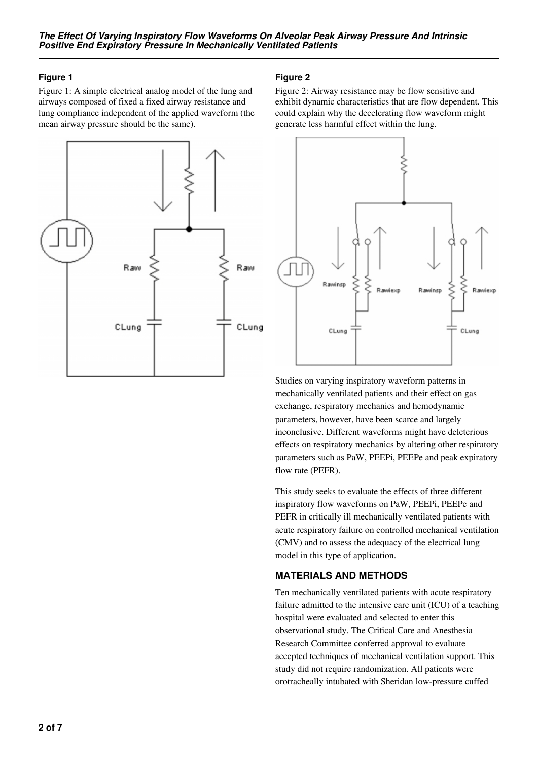### Figure 1

Figure 1: A simple electrical analog model of the lung and airways composed of fixed a fixed airway resistance and lung compliance independent of the applied waveform (the mean airway pressure should be the same).

### Figure 2

Figure 2: Airway resistance may be flow sensitive and exhibit dynamic characteristics that are flow dependent. This could explain why the decelerating flow waveform might generate less harmful effect within the lung.

Studies on varying inspiratory waveform patterns in mechanically ventilated patients and their effect on gas exchange, respiratory mechanics and hemodynamic parameters, however, have been scarce and largely inconclusive. Different waveforms might have deleterious effects on respiratory mechanics by altering other respiratory parameters such as PaW, PEEPi, PEEPe and peak expiratory flow rate (PEFR).

This study seeks to evaluate the effects of three different inspiratory flow waveforms on PaW, PEEPi, PEEPe and PEFR in critically ill mechanically ventilated patients with acute respiratory failure on controlled mechanical ventilation (CMV) and to assess the adequacy of the electrical lung model in this type of application.

## MATERIALS AND METHODS

Ten mechanically ventilated patients with acute respiratory failure admitted to the intensive care unit (ICU) of a teaching hospital were evaluated and selected to enter this observational study. The Critical Care and Anesthesia Research Committee conferred approval to evaluate accepted techniques of mechanical ventilation support. This study did not require randomization. All patients were orotracheally intubated with Sheridan low-pressure cuffed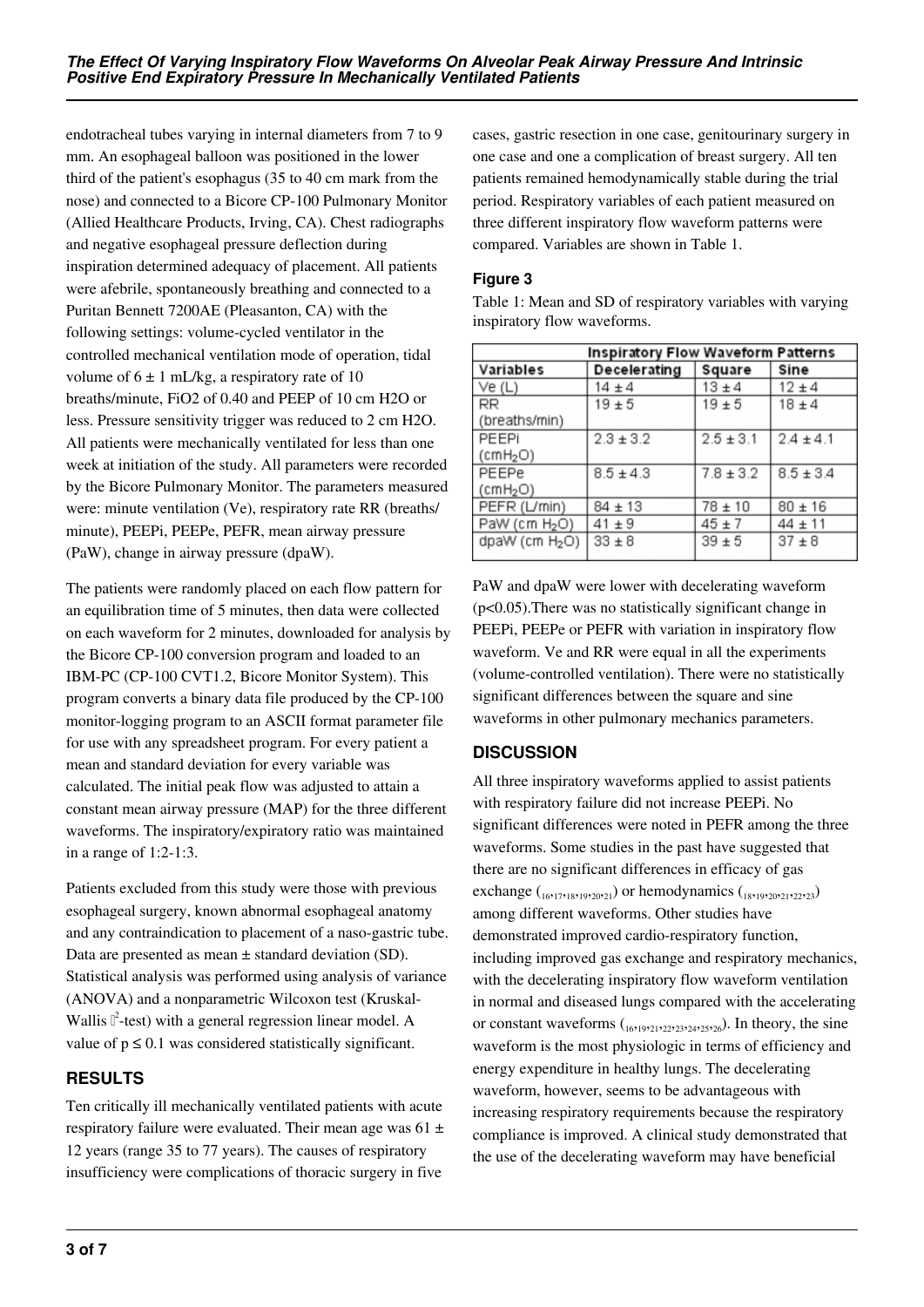endotracheal tubes varying in internal diameters from 7 to 9 mm. An esophageal balloon was positioned in the lower third of the patient's esophagus (35 to 40 cm mark from the nose) and connected to a Bicore CP-100 Pulmonary Monitor (Allied Healthcare Products, Irving, CA). Chest radiographs and negative esophageal pressure deflection during inspiration determined adequacy of placement. All patients were afebrile, spontaneously breathing and connected to a Puritan Bennett 7200AE (Pleasanton, CA) with the following settings: volume-cycled ventilator in the controlled mechanical ventilation mode of operation, tidal volume of 6 ± 1 mL/kg, a respiratory rate of 10 breaths/minute, FiO2 of 0.40 and PEEP of 10 cm H2O or less. Pressure sensitivity trigger was reduced to 2 cm H2O. All patients were mechanically ventilated for less than one week at initiation of the study. All parameters were recorded by the Bicore Pulmonary Monitor. The parameters measured were: minute ventilation (Ve), respiratory rate RR (breaths/minute), PEEPi, PEEPe, PEFR, mean airway pressure (PaW), change in airway pressure (dpaW).

The patients were randomly placed on each flow pattern for an equilibration time of 5 minutes, then data were collected on each waveform for 2 minutes, downloaded for analysis by the Bicore CP-100 conversion program and loaded to an IBM-PC (CP-100 CVT1.2, Bicore Monitor System). This program converts a binary data file produced by the CP-100 monitor-logging program to an ASCII format parameter file for use with any spreadsheet program. For every patient a mean and standard deviation for every variable was calculated. The initial peak flow was adjusted to attain a constant mean airway pressure (MAP) for the three different waveforms. The inspiratory/expiratory ratio was maintained in a range of 1:2-1:3.

Patients excluded from this study were those with previous esophageal surgery, known abnormal esophageal anatomy and any contraindication to placement of a naso-gastric tube. Data are presented as mean ± standard deviation (SD). Statistical analysis was performed using analysis of variance (ANOVA) and a nonparametric Wilcoxon test (Kruskal-Wallis $\chi^2$-test) with a general regression linear model. A value of $p \leq 0.1$ was considered statistically significant.

## RESULTS

Ten critically ill mechanically ventilated patients with acute respiratory failure were evaluated. Their mean age was 61 ± 12 years (range 35 to 77 years). The causes of respiratory insufficiency were complications of thoracic surgery in five cases, gastric resection in one case, genitourinary surgery in one case and one a complication of breast surgery. All ten patients remained hemodynamically stable during the trial period. Respiratory variables of each patient measured on three different inspiratory flow waveform patterns were compared. Variables are shown in Table 1.

### Figure 3

Table 1: Mean and SD of respiratory variables with varying inspiratory flow waveforms.

| | Inspiratory Flow Waveform Patterns | | |
|---|---|---|---|
| Variables | Decelerating | Square | Sine |
| Ve (L) | 14 ± 4 | 13 ± 4 | 12 ± 4 |
| RR (breaths/min) | 19 ± 5 | 19 ± 5 | 18 ± 4 |
| PEEPi ($cmH_2O$) | 2.3 ± 3.2 | 2.5 ± 3.1 | 2.4 ± 4.1 |
| PEEPe ($cmH_2O$) | 8.5 ± 4.3 | 7.8 ± 3.2 | 8.5 ± 3.4 |
| PEFR (L/min) | 84 ± 13 | 78 ± 10 | 80 ± 16 |
| PaW (cm $H_2O$) | 41 ± 9 | 45 ± 7 | 44 ± 11 |
| dpaW (cm $H_2O$) | 33 ± 8 | 39 ± 5 | 37 ± 8 |

PaW and dpaW were lower with decelerating waveform ($p<0.05$).There was no statistically significant change in PEEPi, PEEPe or PEFR with variation in inspiratory flow waveform. Ve and RR were equal in all the experiments (volume-controlled ventilation). There were no statistically significant differences between the square and sine waveforms in other pulmonary mechanics parameters.

## DISCUSSION

All three inspiratory waveforms applied to assist patients with respiratory failure did not increase PEEPi. No significant differences were noted in PEFR among the three waveforms. Some studies in the past have suggested that there are no significant differences in efficacy of gas exchange ([16,17,18,19,20,21]) or hemodynamics ([18,19,20,21,22,23]) among different waveforms. Other studies have demonstrated improved cardio-respiratory function, including improved gas exchange and respiratory mechanics, with the decelerating inspiratory flow waveform ventilation in normal and diseased lungs compared with the accelerating or constant waveforms ([16,19,21,22,23,24,25,26]). In theory, the sine waveform is the most physiologic in terms of efficiency and energy expenditure in healthy lungs. The decelerating waveform, however, seems to be advantageous with increasing respiratory requirements because the respiratory compliance is improved. A clinical study demonstrated that the use of the decelerating waveform may have beneficial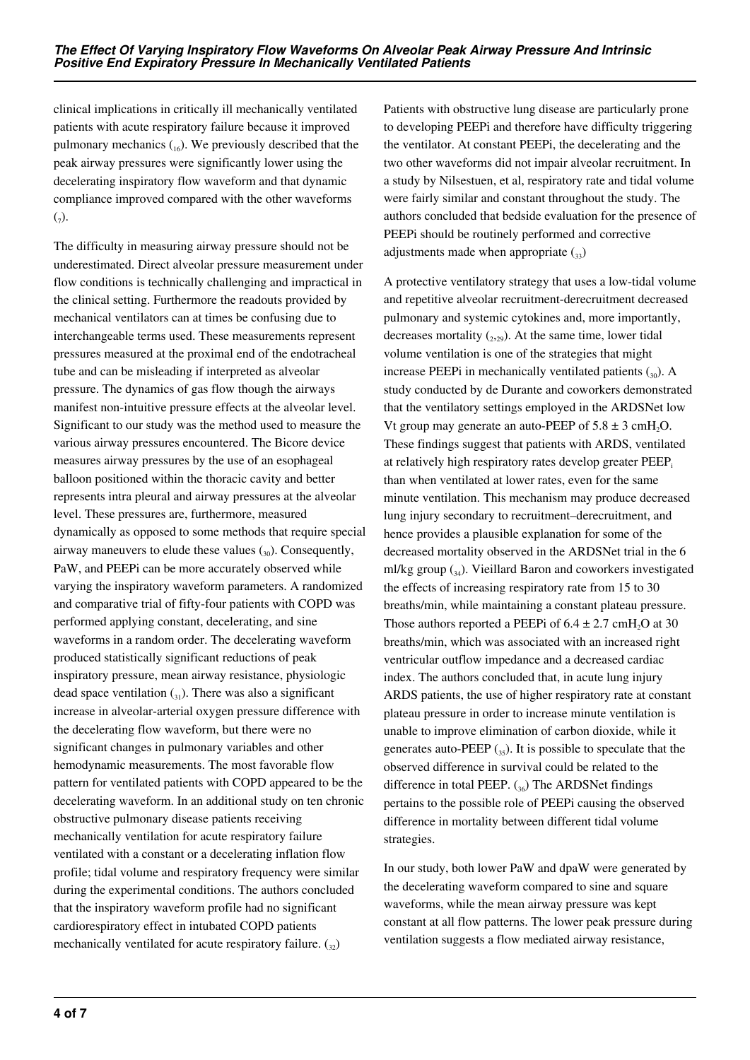clinical implications in critically ill mechanically ventilated patients with acute respiratory failure because it improved pulmonary mechanics [16]. We previously described that the peak airway pressures were significantly lower using the decelerating inspiratory flow waveform and that dynamic compliance improved compared with the other waveforms [7].

The difficulty in measuring airway pressure should not be underestimated. Direct alveolar pressure measurement under flow conditions is technically challenging and impractical in the clinical setting. Furthermore the readouts provided by mechanical ventilators can at times be confusing due to interchangeable terms used. These measurements represent pressures measured at the proximal end of the endotracheal tube and can be misleading if interpreted as alveolar pressure. The dynamics of gas flow though the airways manifest non-intuitive pressure effects at the alveolar level. Significant to our study was the method used to measure the various airway pressures encountered. The Bicore device measures airway pressures by the use of an esophageal balloon positioned within the thoracic cavity and better represents intra pleural and airway pressures at the alveolar level. These pressures are, furthermore, measured dynamically as opposed to some methods that require special airway maneuvers to elude these values [30]. Consequently, PaW, and PEEPi can be more accurately observed while varying the inspiratory waveform parameters. A randomized and comparative trial of fifty-four patients with COPD was performed applying constant, decelerating, and sine waveforms in a random order. The decelerating waveform produced statistically significant reductions of peak inspiratory pressure, mean airway resistance, physiologic dead space ventilation [31]. There was also a significant increase in alveolar-arterial oxygen pressure difference with the decelerating flow waveform, but there were no significant changes in pulmonary variables and other hemodynamic measurements. The most favorable flow pattern for ventilated patients with COPD appeared to be the decelerating waveform. In an additional study on ten chronic obstructive pulmonary disease patients receiving mechanically ventilation for acute respiratory failure ventilated with a constant or a decelerating inflation flow profile; tidal volume and respiratory frequency were similar during the experimental conditions. The authors concluded that the inspiratory waveform profile had no significant cardiorespiratory effect in intubated COPD patients mechanically ventilated for acute respiratory failure. [32]

Patients with obstructive lung disease are particularly prone to developing PEEPi and therefore have difficulty triggering the ventilator. At constant PEEPi, the decelerating and the two other waveforms did not impair alveolar recruitment. In a study by Nilsestuen, et al, respiratory rate and tidal volume were fairly similar and constant throughout the study. The authors concluded that bedside evaluation for the presence of PEEPi should be routinely performed and corrective adjustments made when appropriate [33]

A protective ventilatory strategy that uses a low-tidal volume and repetitive alveolar recruitment-derecruitment decreased pulmonary and systemic cytokines and, more importantly, decreases mortality [2,29]. At the same time, lower tidal volume ventilation is one of the strategies that might increase PEEPi in mechanically ventilated patients [30]. A study conducted by de Durante and coworkers demonstrated that the ventilatory settings employed in the ARDSNet low Vt group may generate an auto-PEEP of $5.8 \pm 3$ cm$H_2O$. These findings suggest that patients with ARDS, ventilated at relatively high respiratory rates develop greater $PEEP_i$ than when ventilated at lower rates, even for the same minute ventilation. This mechanism may produce decreased lung injury secondary to recruitment–derecruitment, and hence provides a plausible explanation for some of the decreased mortality observed in the ARDSNet trial in the 6 ml/kg group [34]. Vieillard Baron and coworkers investigated the effects of increasing respiratory rate from 15 to 30 breaths/min, while maintaining a constant plateau pressure. Those authors reported a PEEPi of $6.4 \pm 2.7$ cm$H_2O$ at 30 breaths/min, which was associated with an increased right ventricular outflow impedance and a decreased cardiac index. The authors concluded that, in acute lung injury ARDS patients, the use of higher respiratory rate at constant plateau pressure in order to increase minute ventilation is unable to improve elimination of carbon dioxide, while it generates auto-PEEP [35]. It is possible to speculate that the observed difference in survival could be related to the difference in total PEEP. [36] The ARDSNet findings pertains to the possible role of PEEPi causing the observed difference in mortality between different tidal volume strategies.

In our study, both lower PaW and dpaW were generated by the decelerating waveform compared to sine and square waveforms, while the mean airway pressure was kept constant at all flow patterns. The lower peak pressure during ventilation suggests a flow mediated airway resistance,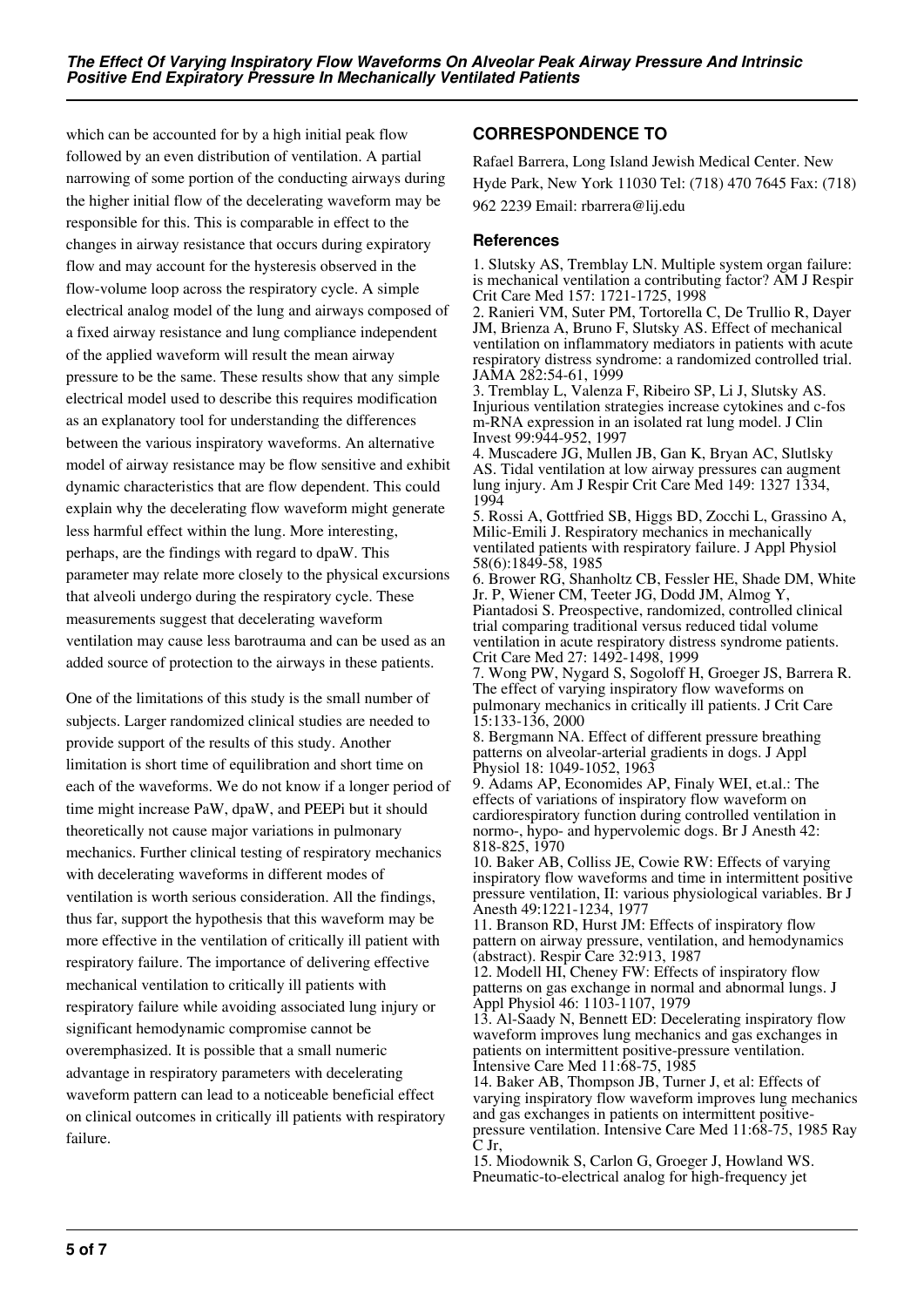which can be accounted for by a high initial peak flow followed by an even distribution of ventilation. A partial narrowing of some portion of the conducting airways during the higher initial flow of the decelerating waveform may be responsible for this. This is comparable in effect to the changes in airway resistance that occurs during expiratory flow and may account for the hysteresis observed in the flow-volume loop across the respiratory cycle. A simple electrical analog model of the lung and airways composed of a fixed airway resistance and lung compliance independent of the applied waveform will result the mean airway pressure to be the same. These results show that any simple electrical model used to describe this requires modification as an explanatory tool for understanding the differences between the various inspiratory waveforms. An alternative model of airway resistance may be flow sensitive and exhibit dynamic characteristics that are flow dependent. This could explain why the decelerating flow waveform might generate less harmful effect within the lung. More interesting, perhaps, are the findings with regard to dpaW. This parameter may relate more closely to the physical excursions that alveoli undergo during the respiratory cycle. These measurements suggest that decelerating waveform ventilation may cause less barotrauma and can be used as an added source of protection to the airways in these patients.

One of the limitations of this study is the small number of subjects. Larger randomized clinical studies are needed to provide support of the results of this study. Another limitation is short time of equilibration and short time on each of the waveforms. We do not know if a longer period of time might increase PaW, dpaW, and PEEPi but it should theoretically not cause major variations in pulmonary mechanics. Further clinical testing of respiratory mechanics with decelerating waveforms in different modes of ventilation is worth serious consideration. All the findings, thus far, support the hypothesis that this waveform may be more effective in the ventilation of critically ill patient with respiratory failure. The importance of delivering effective mechanical ventilation to critically ill patients with respiratory failure while avoiding associated lung injury or significant hemodynamic compromise cannot be overemphasized. It is possible that a small numeric advantage in respiratory parameters with decelerating waveform pattern can lead to a noticeable beneficial effect on clinical outcomes in critically ill patients with respiratory failure.

## CORRESPONDENCE TO

Rafael Barrera, Long Island Jewish Medical Center. New Hyde Park, New York 11030 Tel: (718) 470 7645 Fax: (718) 962 2239 Email: rbarrera@lij.edu

### References

1. Slutsky AS, Tremblay LN. Multiple system organ failure: is mechanical ventilation a contributing factor? AM J Respir Crit Care Med 157: 1721-1725, 1998
2. Ranieri VM, Suter PM, Tortorella C, De Trullio R, Dayer JM, Brienza A, Bruno F, Slutsky AS. Effect of mechanical ventilation on inflammatory mediators in patients with acute respiratory distress syndrome: a randomized controlled trial. JAMA 282:54-61, 1999
3. Tremblay L, Valenza F, Ribeiro SP, Li J, Slutsky AS. Injurious ventilation strategies increase cytokines and c-fos m-RNA expression in an isolated rat lung model. J Clin Invest 99:944-952, 1997
4. Muscadere JG, Mullen JB, Gan K, Bryan AC, Slutlsky AS. Tidal ventilation at low airway pressures can augment lung injury. Am J Respir Crit Care Med 149: 1327 1334, 1994
5. Rossi A, Gottfried SB, Higgs BD, Zocchi L, Grassino A, Milic-Emili J. Respiratory mechanics in mechanically ventilated patients with respiratory failure. J Appl Physiol 58(6):1849-58, 1985
6. Brower RG, Shanholtz CB, Fessler HE, Shade DM, White Jr. P, Wiener CM, Teeter JG, Dodd JM, Almog Y, Piantadosi S. Preospective, randomized, controlled clinical trial comparing traditional versus reduced tidal volume ventilation in acute respiratory distress syndrome patients. Crit Care Med 27: 1492-1498, 1999
7. Wong PW, Nygard S, Sogoloff H, Groeger JS, Barrera R. The effect of varying inspiratory flow waveforms on pulmonary mechanics in critically ill patients. J Crit Care 15:133-136, 2000
8. Bergmann NA. Effect of different pressure breathing patterns on alveolar-arterial gradients in dogs. J Appl Physiol 18: 1049-1052, 1963
9. Adams AP, Economides AP, Finaly WEI, et.al.: The effects of variations of inspiratory flow waveform on cardiorespiratory function during controlled ventilation in normo-, hypo- and hypervolemic dogs. Br J Anesth 42: 818-825, 1970
10. Baker AB, Colliss JE, Cowie RW: Effects of varying inspiratory flow waveforms and time in intermittent positive pressure ventilation, II: various physiological variables. Br J Anesth 49:1221-1234, 1977
11. Branson RD, Hurst JM: Effects of inspiratory flow pattern on airway pressure, ventilation, and hemodynamics (abstract). Respir Care 32:913, 1987
12. Modell HI, Cheney FW: Effects of inspiratory flow patterns on gas exchange in normal and abnormal lungs. J Appl Physiol 46: 1103-1107, 1979
13. Al-Saady N, Bennett ED: Decelerating inspiratory flow waveform improves lung mechanics and gas exchanges in patients on intermittent positive-pressure ventilation. Intensive Care Med 11:68-75, 1985
14. Baker AB, Thompson JB, Turner J, et al: Effects of varying inspiratory flow waveform improves lung mechanics and gas exchanges in patients on intermittent positive-pressure ventilation. Intensive Care Med 11:68-75, 1985 Ray C Jr,
15. Miodownik S, Carlon G, Groeger J, Howland WS. Pneumatic-to-electrical analog for high-frequency jet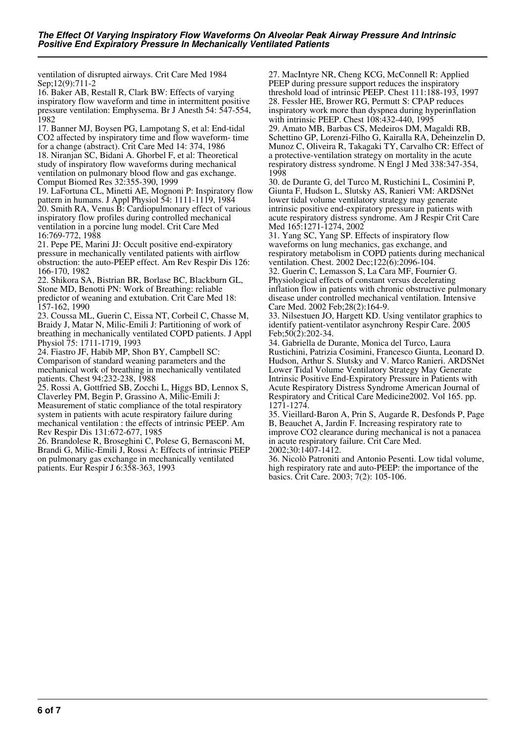ventilation of disrupted airways. Crit Care Med 1984 Sep;12(9):711-2

16. Baker AB, Restall R, Clark BW: Effects of varying inspiratory flow waveform and time in intermittent positive pressure ventilation: Emphysema. Br J Anesth 54: 547-554, 1982

17. Banner MJ, Boysen PG, Lampotang S, et al: End-tidal CO2 affected by inspiratory time and flow waveform- time for a change (abstract). Crit Care Med 14: 374, 1986

18. Niranjan SC, Bidani A. Ghorbel F, et al: Theoretical study of inspiratory flow waveforms during mechanical ventilation on pulmonary blood flow and gas exchange. Comput Biomed Res 32:355-390, 1999

19. LaFortuna CL, Minetti AE, Mognoni P: Inspiratory flow pattern in humans. J Appl Physiol 54: 1111-1119, 1984

20. Smith RA, Venus B: Cardiopulmonary effect of various inspiratory flow profiles during controlled mechanical ventilation in a porcine lung model. Crit Care Med 16:769-772, 1988

21. Pepe PE, Marini JJ: Occult positive end-expiratory pressure in mechanically ventilated patients with airflow obstruction: the auto-PEEP effect. Am Rev Respir Dis 126: 166-170, 1982

22. Shikora SA, Bistrian BR, Borlase BC, Blackburn GL, Stone MD, Benotti PN: Work of Breathing: reliable predictor of weaning and extubation. Crit Care Med 18: 157-162, 1990

23. Coussa ML, Guerin C, Eissa NT, Corbeil C, Chasse M, Braidy J, Matar N, Milic-Emili J: Partitioning of work of breathing in mechanically ventilated COPD patients. J Appl Physiol 75: 1711-1719, 1993

24. Fiastro JF, Habib MP, Shon BY, Campbell SC: Comparison of standard weaning parameters and the mechanical work of breathing in mechanically ventilated patients. Chest 94:232-238, 1988

25. Rossi A, Gottfried SB, Zocchi L, Higgs BD, Lennox S, Claverley PM, Begin P, Grassino A, Milic-Emili J: Measurement of static compliance of the total respiratory system in patients with acute respiratory failure during mechanical ventilation : the effects of intrinsic PEEP. Am Rev Respir Dis 131:672-677, 1985

26. Brandolese R, Broseghini C, Polese G, Bernasconi M, Brandi G, Milic-Emili J, Rossi A: Effects of intrinsic PEEP on pulmonary gas exchange in mechanically ventilated patients. Eur Respir J 6:358-363, 1993

27. MacIntyre NR, Cheng KCG, McConnell R: Applied PEEP during pressure support reduces the inspiratory threshold load of intrinsic PEEP. Chest 111:188-193, 1997

28. Fessler HE, Brower RG, Permutt S: CPAP reduces inspiratory work more than dyspnea during hyperinflation with intrinsic PEEP. Chest 108:432-440, 1995

29. Amato MB, Barbas CS, Medeiros DM, Magaldi RB, Schettino GP, Lorenzi-Filho G, Kairalla RA, Deheinzelin D, Munoz C, Oliveira R, Takagaki TY, Carvalho CR: Effect of a protective-ventilation strategy on mortality in the acute respiratory distress syndrome. N Engl J Med 338:347-354, 1998

30. de Durante G, del Turco M, Rustichini L, Cosimini P, Giunta F, Hudson L, Slutsky AS, Ranieri VM: ARDSNet lower tidal volume ventilatory strategy may generate intrinsic positive end-expiratory pressure in patients with acute respiratory distress syndrome. Am J Respir Crit Care Med 165:1271-1274, 2002

31. Yang SC, Yang SP. Effects of inspiratory flow waveforms on lung mechanics, gas exchange, and respiratory metabolism in COPD patients during mechanical ventilation. Chest. 2002 Dec;122(6):2096-104.

32. Guerin C, Lemasson S, La Cara MF, Fournier G. Physiological effects of constant versus decelerating inflation flow in patients with chronic obstructive pulmonary disease under controlled mechanical ventilation. Intensive Care Med. 2002 Feb;28(2):164-9.

33. Nilsestuen JO, Hargett KD. Using ventilator graphics to identify patient-ventilator asynchrony Respir Care. 2005 Feb;50(2):202-34.

34. Gabriella de Durante, Monica del Turco, Laura Rustichini, Patrizia Cosimini, Francesco Giunta, Leonard D. Hudson, Arthur S. Slutsky and V. Marco Ranieri. ARDSNet Lower Tidal Volume Ventilatory Strategy May Generate Intrinsic Positive End-Expiratory Pressure in Patients with Acute Respiratory Distress Syndrome American Journal of Respiratory and Critical Care Medicine2002. Vol 165. pp. 1271-1274.

35. Vieillard-Baron A, Prin S, Augarde R, Desfonds P, Page B, Beauchet A, Jardin F. Increasing respiratory rate to improve CO2 clearance during mechanical is not a panacea in acute respiratory failure. Crit Care Med. 2002;30:1407-1412.

36. Nicolò Patroniti and Antonio Pesenti. Low tidal volume, high respiratory rate and auto-PEEP: the importance of the basics. Crit Care. 2003; 7(2): 105-106.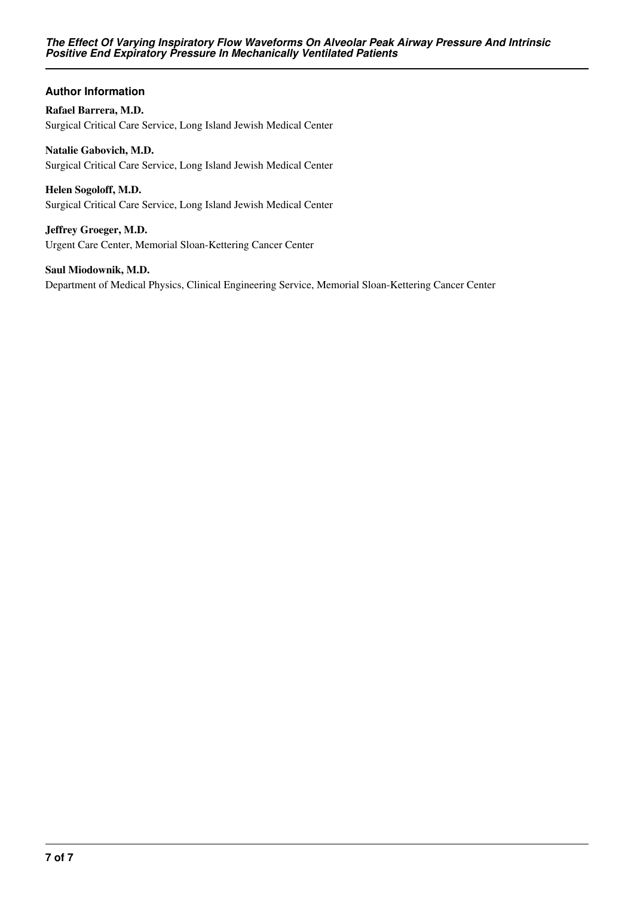## Author Information

**Rafael Barrera, M.D.**
Surgical Critical Care Service, Long Island Jewish Medical Center

**Natalie Gabovich, M.D.**
Surgical Critical Care Service, Long Island Jewish Medical Center

**Helen Sogoloff, M.D.**
Surgical Critical Care Service, Long Island Jewish Medical Center

**Jeffrey Groeger, M.D.**
Urgent Care Center, Memorial Sloan-Kettering Cancer Center

**Saul Miodownik, M.D.**
Department of Medical Physics, Clinical Engineering Service, Memorial Sloan-Kettering Cancer Center